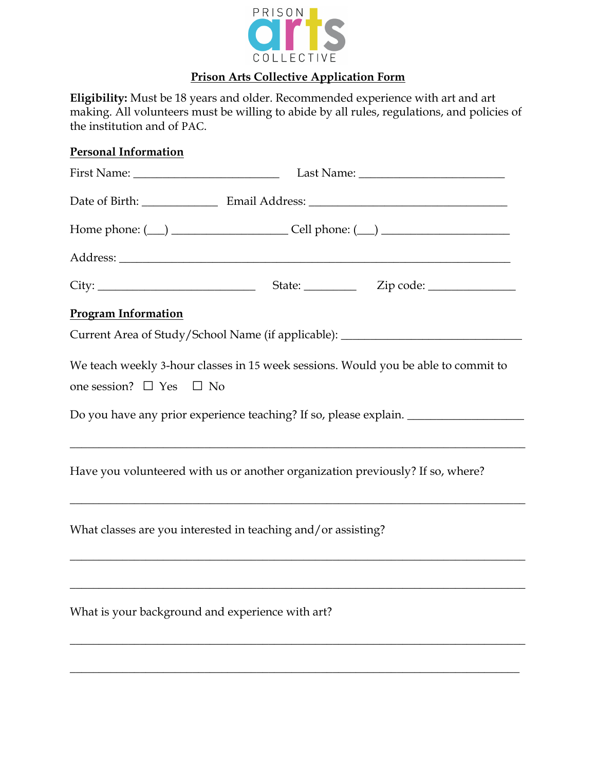PRISON arts COLLECTIVE

# Prison Arts Collective Application Form

**Eligibility:** Must be 18 years and older. Recommended experience with art and art making. All volunteers must be willing to abide by all rules, regulations, and policies of the institution and of PAC.

## Personal Information

First Name: ________________________ Last Name: ________________________

Date of Birth: _____________ Email Address: _________________________________

Home phone: (___) ___________________ Cell phone: (___) _____________________

Address: _________________________________________________________________

City: __________________________ State: ________ Zip code: ______________

## Program Information

Current Area of Study/School Name (if applicable): ______________________________

We teach weekly 3-hour classes in 15 week sessions. Would you be able to commit to one session? ☐ Yes ☐ No

Do you have any prior experience teaching? If so, please explain. ___________________

_____________________________________________________________________________

Have you volunteered with us or another organization previously? If so, where?

_____________________________________________________________________________

What classes are you interested in teaching and/or assisting?

_____________________________________________________________________________

_____________________________________________________________________________

What is your background and experience with art?

_____________________________________________________________________________

_____________________________________________________________________________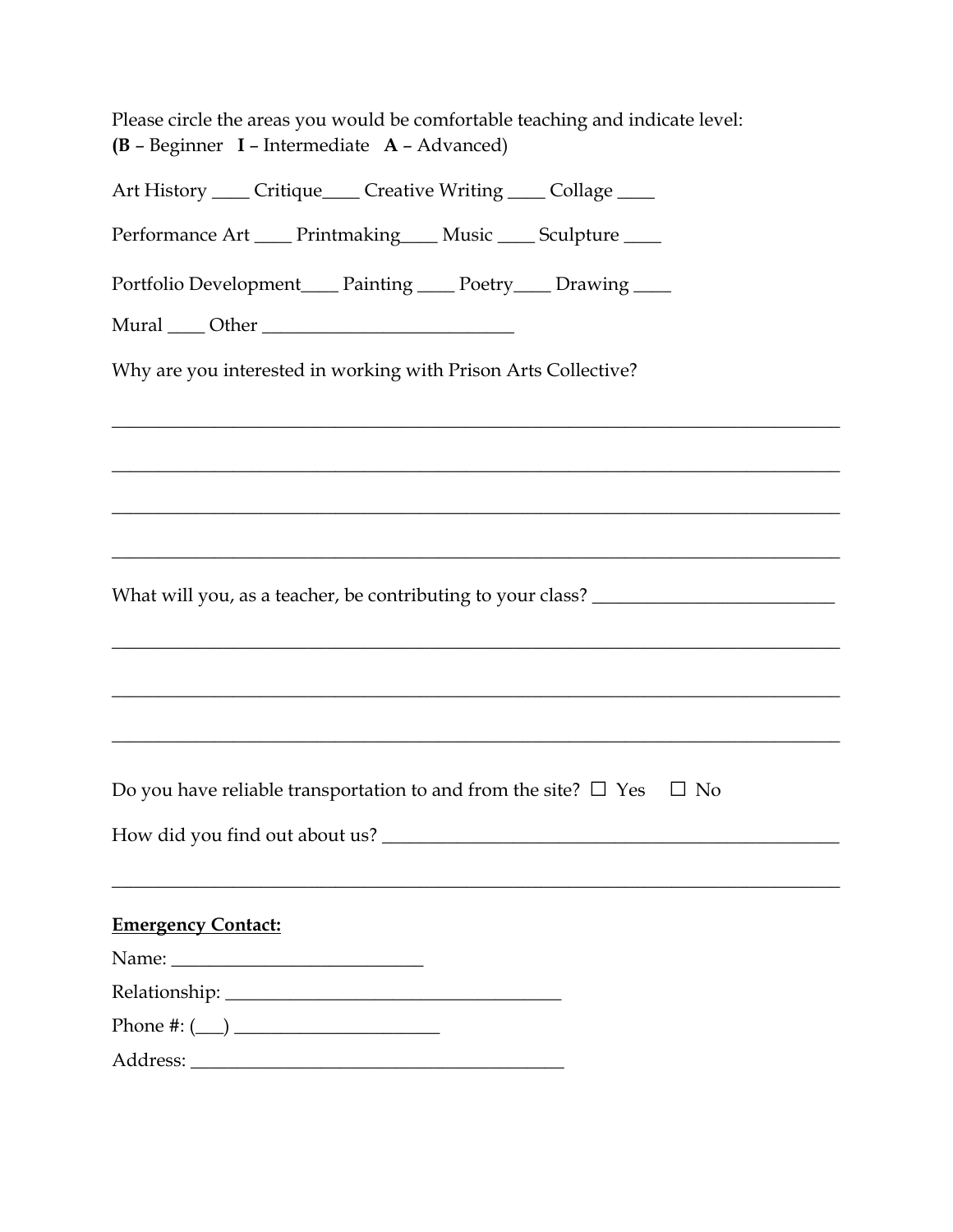Please circle the areas you would be comfortable teaching and indicate level:
**(B** – Beginner **I** – Intermediate **A** – Advanced)

Art History ____ Critique____ Creative Writing ____ Collage ____

Performance Art ____ Printmaking____ Music ____ Sculpture ____

Portfolio Development____ Painting ____ Poetry____ Drawing ____

Mural ____ Other ___________________________

Why are you interested in working with Prison Arts Collective?

________________________________________________________________________________

________________________________________________________________________________

________________________________________________________________________________

________________________________________________________________________________

What will you, as a teacher, be contributing to your class? __________________________

________________________________________________________________________________

________________________________________________________________________________

________________________________________________________________________________

Do you have reliable transportation to and from the site? ☐ Yes ☐ No

How did you find out about us? ___________________________________________________

________________________________________________________________________________

**Emergency Contact:**

Name: ___________________________

Relationship: ____________________________________

Phone #: (___) ______________________

Address: _________________________________________